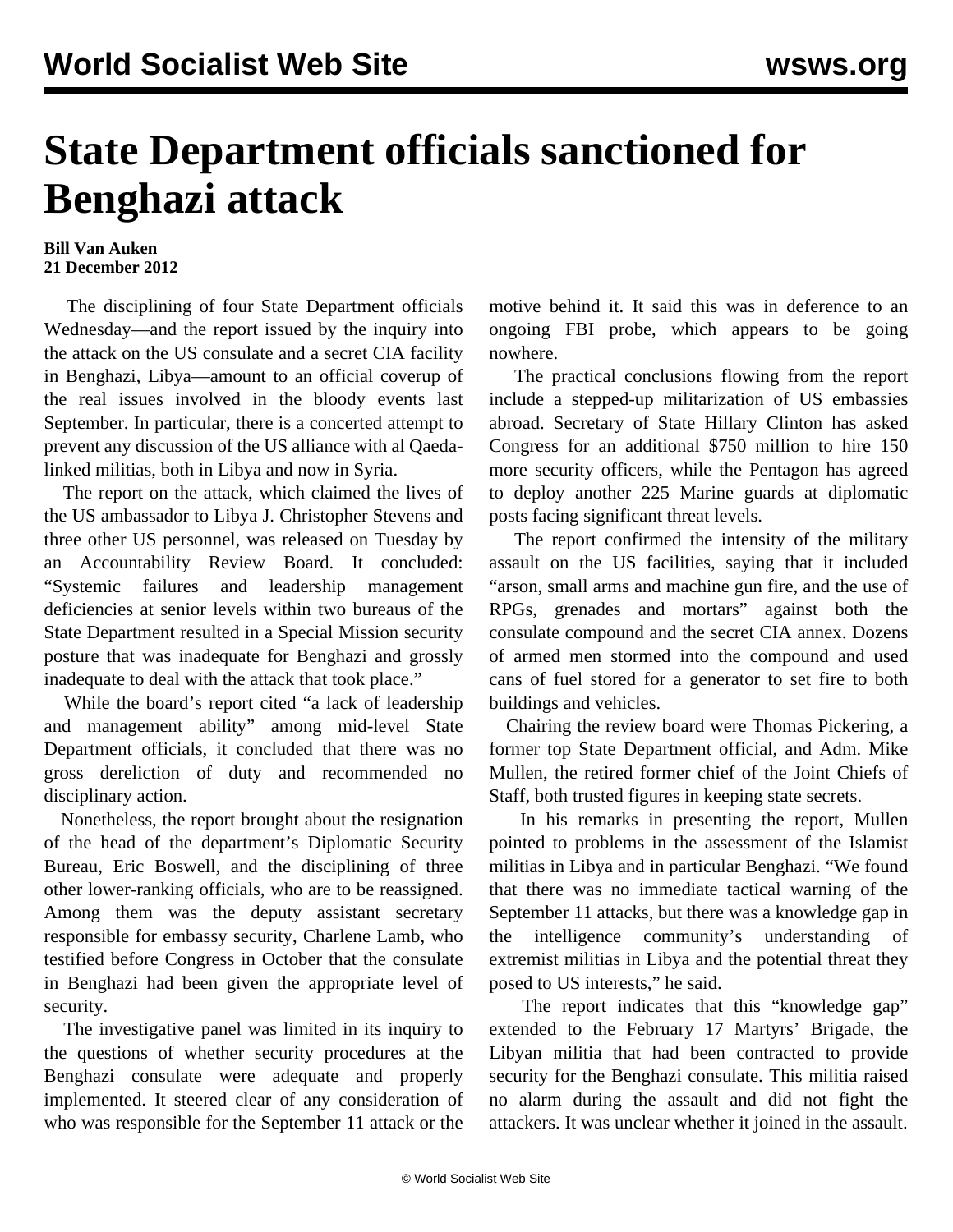# State Department officials sanctioned for Benghazi attack

**Bill Van Auken**
**21 December 2012**

The disciplining of four State Department officials Wednesday—and the report issued by the inquiry into the attack on the US consulate and a secret CIA facility in Benghazi, Libya—amount to an official coverup of the real issues involved in the bloody events last September. In particular, there is a concerted attempt to prevent any discussion of the US alliance with al Qaeda-linked militias, both in Libya and now in Syria.

The report on the attack, which claimed the lives of the US ambassador to Libya J. Christopher Stevens and three other US personnel, was released on Tuesday by an Accountability Review Board. It concluded: "Systemic failures and leadership management deficiencies at senior levels within two bureaus of the State Department resulted in a Special Mission security posture that was inadequate for Benghazi and grossly inadequate to deal with the attack that took place."

While the board's report cited "a lack of leadership and management ability" among mid-level State Department officials, it concluded that there was no gross dereliction of duty and recommended no disciplinary action.

Nonetheless, the report brought about the resignation of the head of the department's Diplomatic Security Bureau, Eric Boswell, and the disciplining of three other lower-ranking officials, who are to be reassigned. Among them was the deputy assistant secretary responsible for embassy security, Charlene Lamb, who testified before Congress in October that the consulate in Benghazi had been given the appropriate level of security.

The investigative panel was limited in its inquiry to the questions of whether security procedures at the Benghazi consulate were adequate and properly implemented. It steered clear of any consideration of who was responsible for the September 11 attack or the motive behind it. It said this was in deference to an ongoing FBI probe, which appears to be going nowhere.

The practical conclusions flowing from the report include a stepped-up militarization of US embassies abroad. Secretary of State Hillary Clinton has asked Congress for an additional $750 million to hire 150 more security officers, while the Pentagon has agreed to deploy another 225 Marine guards at diplomatic posts facing significant threat levels.

The report confirmed the intensity of the military assault on the US facilities, saying that it included "arson, small arms and machine gun fire, and the use of RPGs, grenades and mortars" against both the consulate compound and the secret CIA annex. Dozens of armed men stormed into the compound and used cans of fuel stored for a generator to set fire to both buildings and vehicles.

Chairing the review board were Thomas Pickering, a former top State Department official, and Adm. Mike Mullen, the retired former chief of the Joint Chiefs of Staff, both trusted figures in keeping state secrets.

In his remarks in presenting the report, Mullen pointed to problems in the assessment of the Islamist militias in Libya and in particular Benghazi. "We found that there was no immediate tactical warning of the September 11 attacks, but there was a knowledge gap in the intelligence community's understanding of extremist militias in Libya and the potential threat they posed to US interests," he said.

The report indicates that this "knowledge gap" extended to the February 17 Martyrs' Brigade, the Libyan militia that had been contracted to provide security for the Benghazi consulate. This militia raised no alarm during the assault and did not fight the attackers. It was unclear whether it joined in the assault.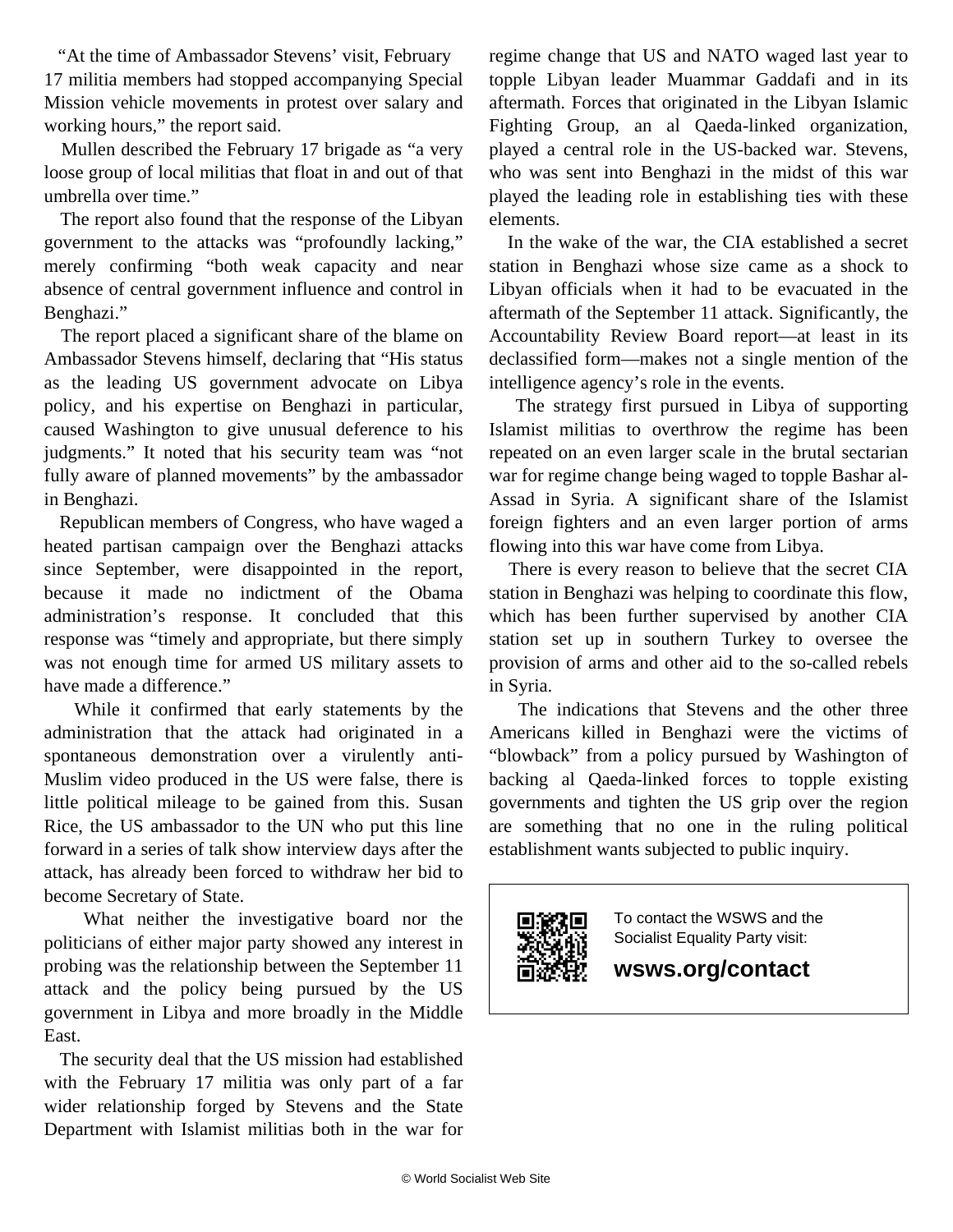"At the time of Ambassador Stevens' visit, February 17 militia members had stopped accompanying Special Mission vehicle movements in protest over salary and working hours," the report said.

Mullen described the February 17 brigade as "a very loose group of local militias that float in and out of that umbrella over time."

The report also found that the response of the Libyan government to the attacks was "profoundly lacking," merely confirming "both weak capacity and near absence of central government influence and control in Benghazi."

The report placed a significant share of the blame on Ambassador Stevens himself, declaring that "His status as the leading US government advocate on Libya policy, and his expertise on Benghazi in particular, caused Washington to give unusual deference to his judgments." It noted that his security team was "not fully aware of planned movements" by the ambassador in Benghazi.

Republican members of Congress, who have waged a heated partisan campaign over the Benghazi attacks since September, were disappointed in the report, because it made no indictment of the Obama administration's response. It concluded that this response was "timely and appropriate, but there simply was not enough time for armed US military assets to have made a difference."

While it confirmed that early statements by the administration that the attack had originated in a spontaneous demonstration over a virulently anti-Muslim video produced in the US were false, there is little political mileage to be gained from this. Susan Rice, the US ambassador to the UN who put this line forward in a series of talk show interview days after the attack, has already been forced to withdraw her bid to become Secretary of State.

What neither the investigative board nor the politicians of either major party showed any interest in probing was the relationship between the September 11 attack and the policy being pursued by the US government in Libya and more broadly in the Middle East.

The security deal that the US mission had established with the February 17 militia was only part of a far wider relationship forged by Stevens and the State Department with Islamist militias both in the war for regime change that US and NATO waged last year to topple Libyan leader Muammar Gaddafi and in its aftermath. Forces that originated in the Libyan Islamic Fighting Group, an al Qaeda-linked organization, played a central role in the US-backed war. Stevens, who was sent into Benghazi in the midst of this war played the leading role in establishing ties with these elements.

In the wake of the war, the CIA established a secret station in Benghazi whose size came as a shock to Libyan officials when it had to be evacuated in the aftermath of the September 11 attack. Significantly, the Accountability Review Board report—at least in its declassified form—makes not a single mention of the intelligence agency's role in the events.

The strategy first pursued in Libya of supporting Islamist militias to overthrow the regime has been repeated on an even larger scale in the brutal sectarian war for regime change being waged to topple Bashar al-Assad in Syria. A significant share of the Islamist foreign fighters and an even larger portion of arms flowing into this war have come from Libya.

There is every reason to believe that the secret CIA station in Benghazi was helping to coordinate this flow, which has been further supervised by another CIA station set up in southern Turkey to oversee the provision of arms and other aid to the so-called rebels in Syria.

The indications that Stevens and the other three Americans killed in Benghazi were the victims of "blowback" from a policy pursued by Washington of backing al Qaeda-linked forces to topple existing governments and tighten the US grip over the region are something that no one in the ruling political establishment wants subjected to public inquiry.

To contact the WSWS and the Socialist Equality Party visit:

**wsws.org/contact**